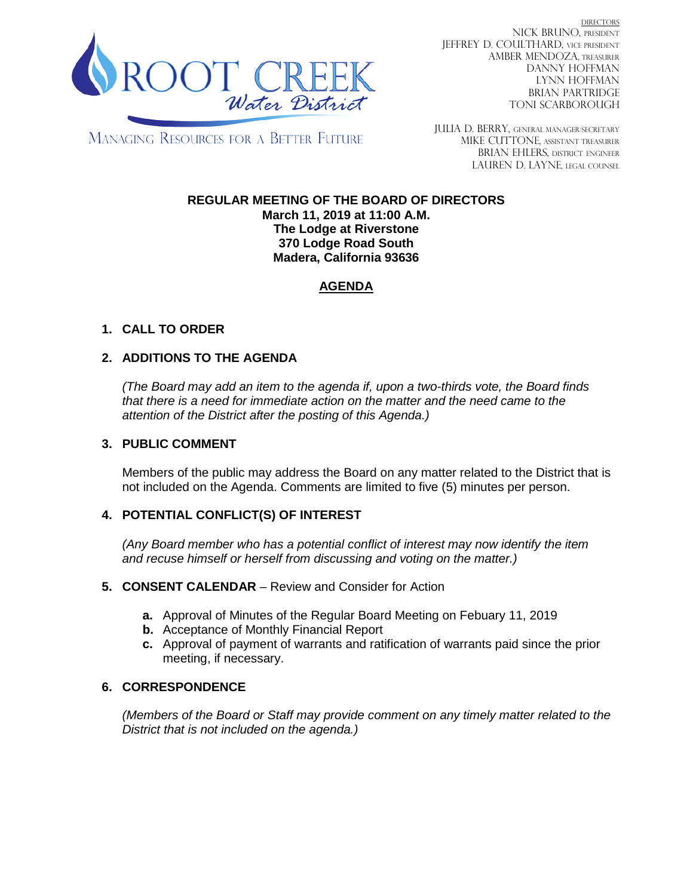ROOT CREEK Water District

MANAGING RESOURCES FOR A BETTER FUTURE

DIRECTORS
NICK BRUNO, PRESIDENT
JEFFREY D. COULTHARD, VICE PRESIDENT
AMBER MENDOZA, TREASURER
DANNY HOFFMAN
LYNN HOFFMAN
BRIAN PARTRIDGE
TONI SCARBOROUGH

JULIA D. BERRY, GENERAL MANAGER/SECRETARY
MIKE CUTTONE, ASSISTANT TREASURER
BRIAN EHLERS, DISTRICT ENGINEER
LAUREN D. LAYNE, LEGAL COUNSEL

**REGULAR MEETING OF THE BOARD OF DIRECTORS**
**March 11, 2019 at 11:00 A.M.**
**The Lodge at Riverstone**
**370 Lodge Road South**
**Madera, California 93636**

## AGENDA

### 1. CALL TO ORDER

### 2. ADDITIONS TO THE AGENDA

*(The Board may add an item to the agenda if, upon a two-thirds vote, the Board finds that there is a need for immediate action on the matter and the need came to the attention of the District after the posting of this Agenda.)*

### 3. PUBLIC COMMENT

Members of the public may address the Board on any matter related to the District that is not included on the Agenda. Comments are limited to five (5) minutes per person.

### 4. POTENTIAL CONFLICT(S) OF INTEREST

*(Any Board member who has a potential conflict of interest may now identify the item and recuse himself or herself from discussing and voting on the matter.)*

### 5. CONSENT CALENDAR – Review and Consider for Action

- **a.** Approval of Minutes of the Regular Board Meeting on Febuary 11, 2019
- **b.** Acceptance of Monthly Financial Report
- **c.** Approval of payment of warrants and ratification of warrants paid since the prior meeting, if necessary.

### 6. CORRESPONDENCE

*(Members of the Board or Staff may provide comment on any timely matter related to the District that is not included on the agenda.)*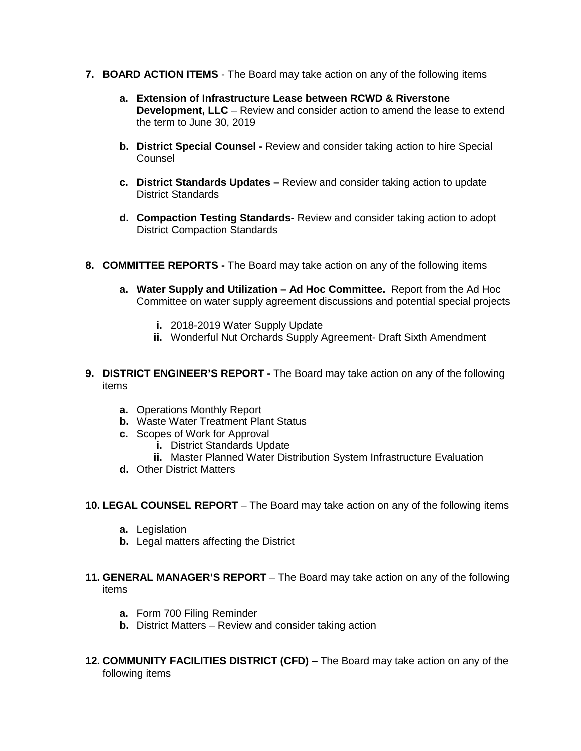7. **BOARD ACTION ITEMS** - The Board may take action on any of the following items

   a. **Extension of Infrastructure Lease between RCWD & Riverstone Development, LLC** – Review and consider action to amend the lease to extend the term to June 30, 2019

   b. **District Special Counsel -** Review and consider taking action to hire Special Counsel

   c. **District Standards Updates –** Review and consider taking action to update District Standards

   d. **Compaction Testing Standards-** Review and consider taking action to adopt District Compaction Standards

8. **COMMITTEE REPORTS -** The Board may take action on any of the following items

   a. **Water Supply and Utilization – Ad Hoc Committee.** Report from the Ad Hoc Committee on water supply agreement discussions and potential special projects

      i. 2018-2019 Water Supply Update
      ii. Wonderful Nut Orchards Supply Agreement- Draft Sixth Amendment

9. **DISTRICT ENGINEER'S REPORT -** The Board may take action on any of the following items

   a. Operations Monthly Report
   b. Waste Water Treatment Plant Status
   c. Scopes of Work for Approval
      i. District Standards Update
      ii. Master Planned Water Distribution System Infrastructure Evaluation
   d. Other District Matters

10. **LEGAL COUNSEL REPORT** – The Board may take action on any of the following items

    a. Legislation
    b. Legal matters affecting the District

11. **GENERAL MANAGER'S REPORT** – The Board may take action on any of the following items

    a. Form 700 Filing Reminder
    b. District Matters – Review and consider taking action

12. **COMMUNITY FACILITIES DISTRICT (CFD)** – The Board may take action on any of the following items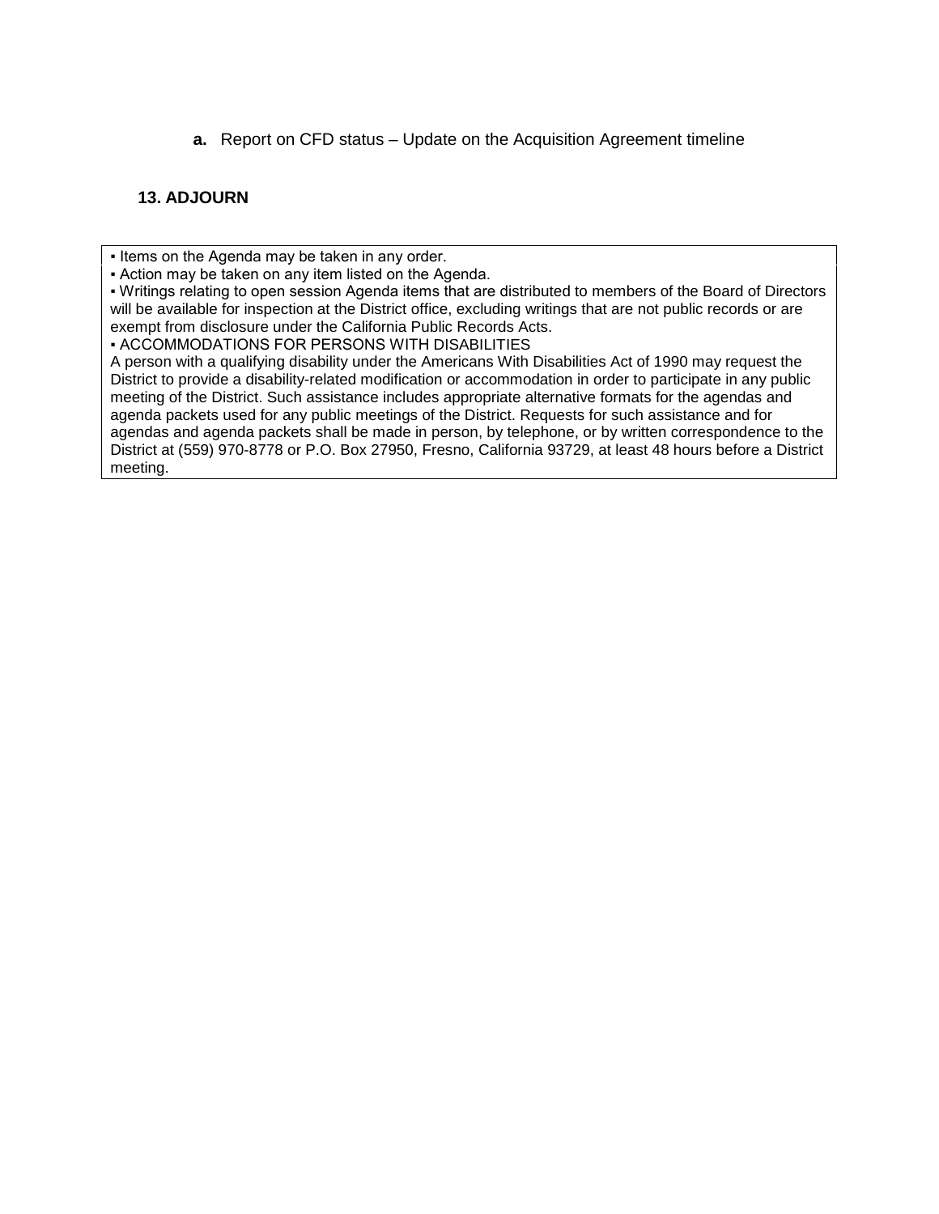**a.** Report on CFD status – Update on the Acquisition Agreement timeline

## 13. ADJOURN

▪ Items on the Agenda may be taken in any order.
▪ Action may be taken on any item listed on the Agenda.
▪ Writings relating to open session Agenda items that are distributed to members of the Board of Directors will be available for inspection at the District office, excluding writings that are not public records or are exempt from disclosure under the California Public Records Acts.
▪ ACCOMMODATIONS FOR PERSONS WITH DISABILITIES
A person with a qualifying disability under the Americans With Disabilities Act of 1990 may request the District to provide a disability-related modification or accommodation in order to participate in any public meeting of the District. Such assistance includes appropriate alternative formats for the agendas and agenda packets used for any public meetings of the District. Requests for such assistance and for agendas and agenda packets shall be made in person, by telephone, or by written correspondence to the District at (559) 970-8778 or P.O. Box 27950, Fresno, California 93729, at least 48 hours before a District meeting.